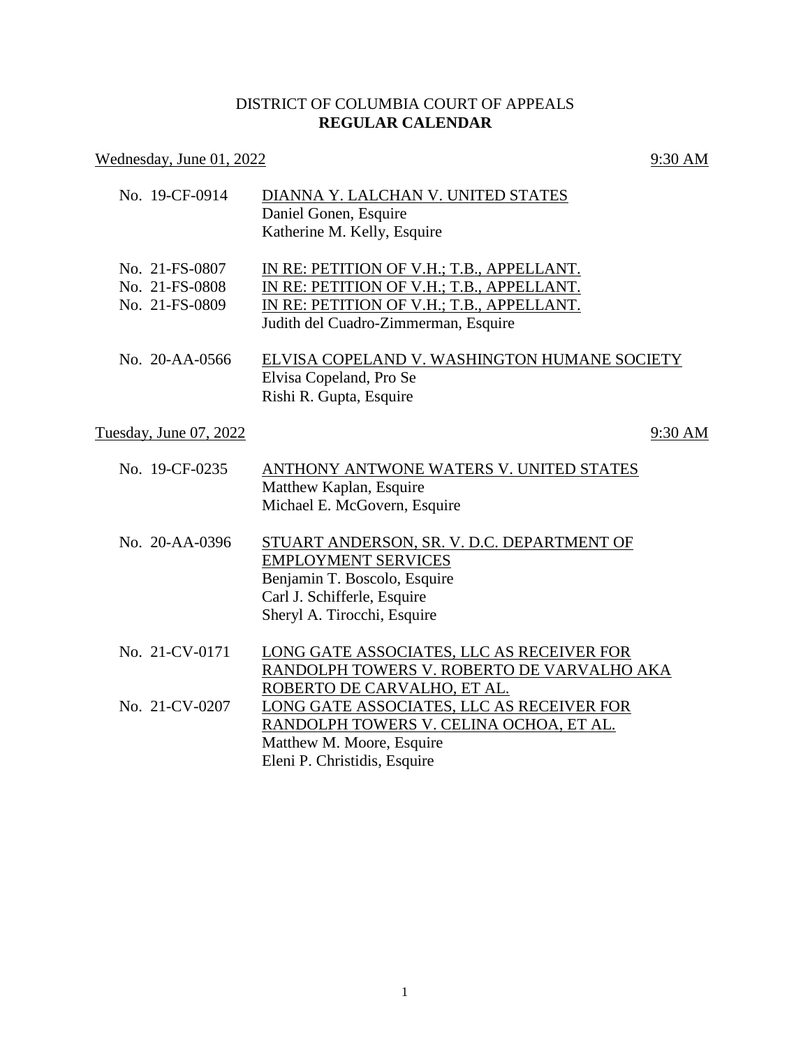# DISTRICT OF COLUMBIA COURT OF APPEALS
## **REGULAR CALENDAR**

Wednesday, June 01, 2022 — 9:30 AM

No. 19-CF-0914 — DIANNA Y. LALCHAN V. UNITED STATES
Daniel Gonen, Esquire
Katherine M. Kelly, Esquire

No. 21-FS-0807 — IN RE: PETITION OF V.H.; T.B., APPELLANT.
No. 21-FS-0808 — IN RE: PETITION OF V.H.; T.B., APPELLANT.
No. 21-FS-0809 — IN RE: PETITION OF V.H.; T.B., APPELLANT.
Judith del Cuadro-Zimmerman, Esquire

No. 20-AA-0566 — ELVISA COPELAND V. WASHINGTON HUMANE SOCIETY
Elvisa Copeland, Pro Se
Rishi R. Gupta, Esquire

Tuesday, June 07, 2022 — 9:30 AM

No. 19-CF-0235 — ANTHONY ANTWONE WATERS V. UNITED STATES
Matthew Kaplan, Esquire
Michael E. McGovern, Esquire

No. 20-AA-0396 — STUART ANDERSON, SR. V. D.C. DEPARTMENT OF EMPLOYMENT SERVICES
Benjamin T. Boscolo, Esquire
Carl J. Schifferle, Esquire
Sheryl A. Tirocchi, Esquire

No. 21-CV-0171 — LONG GATE ASSOCIATES, LLC AS RECEIVER FOR RANDOLPH TOWERS V. ROBERTO DE VARVALHO AKA ROBERTO DE CARVALHO, ET AL.
No. 21-CV-0207 — LONG GATE ASSOCIATES, LLC AS RECEIVER FOR RANDOLPH TOWERS V. CELINA OCHOA, ET AL.
Matthew M. Moore, Esquire
Eleni P. Christidis, Esquire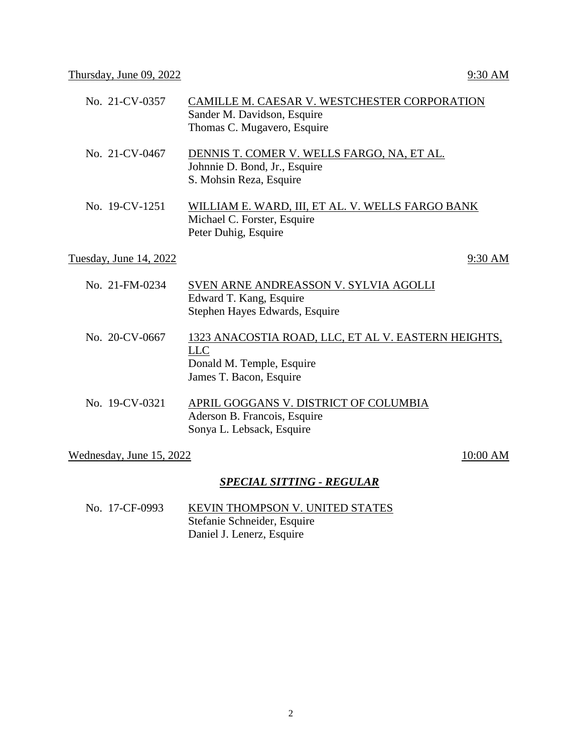Thursday, June 09, 2022 &nbsp;&nbsp;&nbsp;&nbsp; 9:30 AM

No. 21-CV-0357 &nbsp;&nbsp; CAMILLE M. CAESAR V. WESTCHESTER CORPORATION
Sander M. Davidson, Esquire
Thomas C. Mugavero, Esquire

No. 21-CV-0467 &nbsp;&nbsp; DENNIS T. COMER V. WELLS FARGO, NA, ET AL.
Johnnie D. Bond, Jr., Esquire
S. Mohsin Reza, Esquire

No. 19-CV-1251 &nbsp;&nbsp; WILLIAM E. WARD, III, ET AL. V. WELLS FARGO BANK
Michael C. Forster, Esquire
Peter Duhig, Esquire

Tuesday, June 14, 2022 &nbsp;&nbsp;&nbsp;&nbsp; 9:30 AM

No. 21-FM-0234 &nbsp;&nbsp; SVEN ARNE ANDREASSON V. SYLVIA AGOLLI
Edward T. Kang, Esquire
Stephen Hayes Edwards, Esquire

No. 20-CV-0667 &nbsp;&nbsp; 1323 ANACOSTIA ROAD, LLC, ET AL V. EASTERN HEIGHTS, LLC
Donald M. Temple, Esquire
James T. Bacon, Esquire

No. 19-CV-0321 &nbsp;&nbsp; APRIL GOGGANS V. DISTRICT OF COLUMBIA
Aderson B. Francois, Esquire
Sonya L. Lebsack, Esquire

Wednesday, June 15, 2022 &nbsp;&nbsp;&nbsp;&nbsp; 10:00 AM

***SPECIAL SITTING - REGULAR***

No. 17-CF-0993 &nbsp;&nbsp; KEVIN THOMPSON V. UNITED STATES
Stefanie Schneider, Esquire
Daniel J. Lenerz, Esquire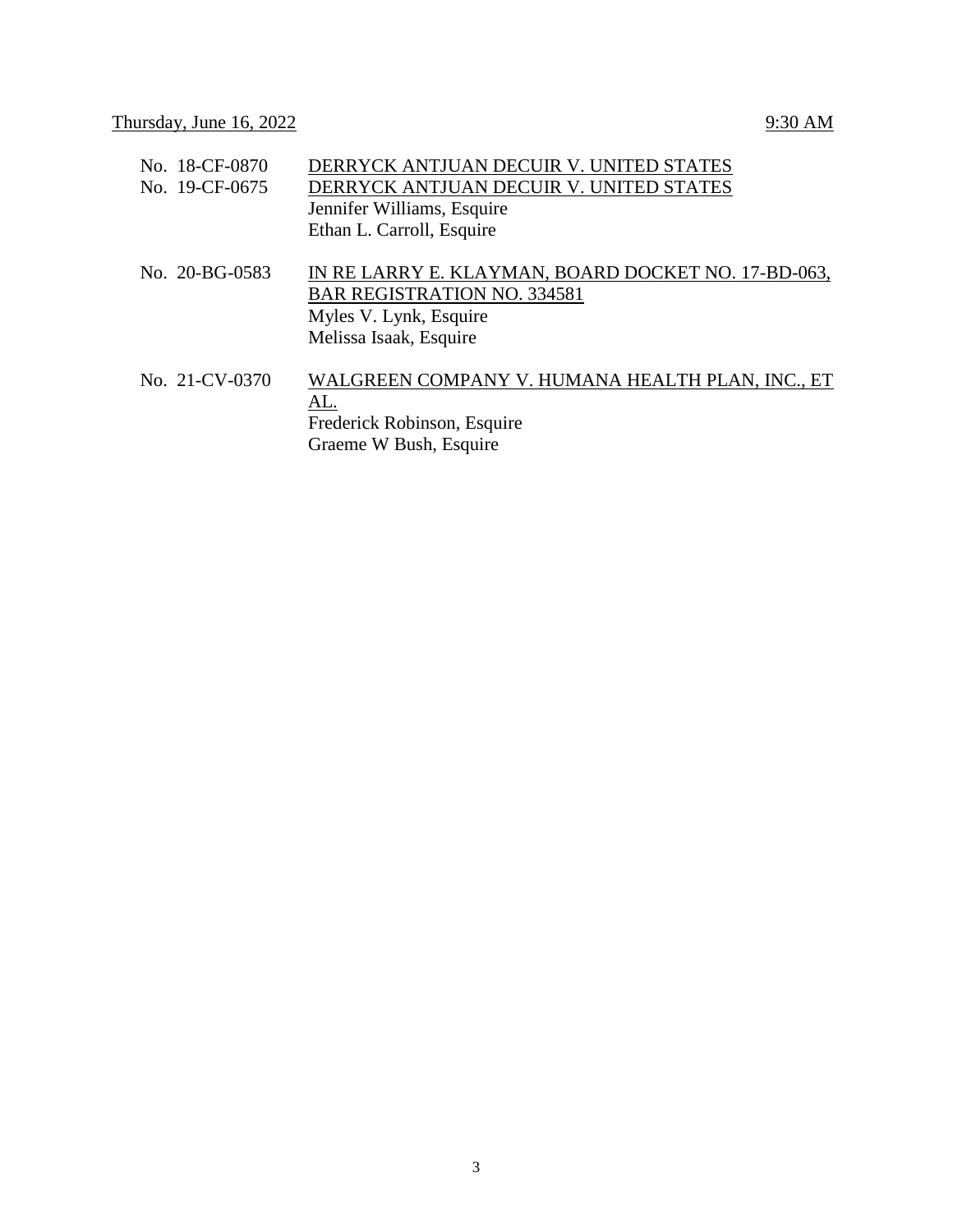Thursday, June 16, 2022 9:30 AM

| | |
|---|---|
| No. 18-CF-0870<br>No. 19-CF-0675 | DERRYCK ANTJUAN DECUIR V. UNITED STATES<br>DERRYCK ANTJUAN DECUIR V. UNITED STATES<br>Jennifer Williams, Esquire<br>Ethan L. Carroll, Esquire |
| No. 20-BG-0583 | IN RE LARRY E. KLAYMAN, BOARD DOCKET NO. 17-BD-063, BAR REGISTRATION NO. 334581<br>Myles V. Lynk, Esquire<br>Melissa Isaak, Esquire |
| No. 21-CV-0370 | WALGREEN COMPANY V. HUMANA HEALTH PLAN, INC., ET AL.<br>Frederick Robinson, Esquire<br>Graeme W Bush, Esquire |